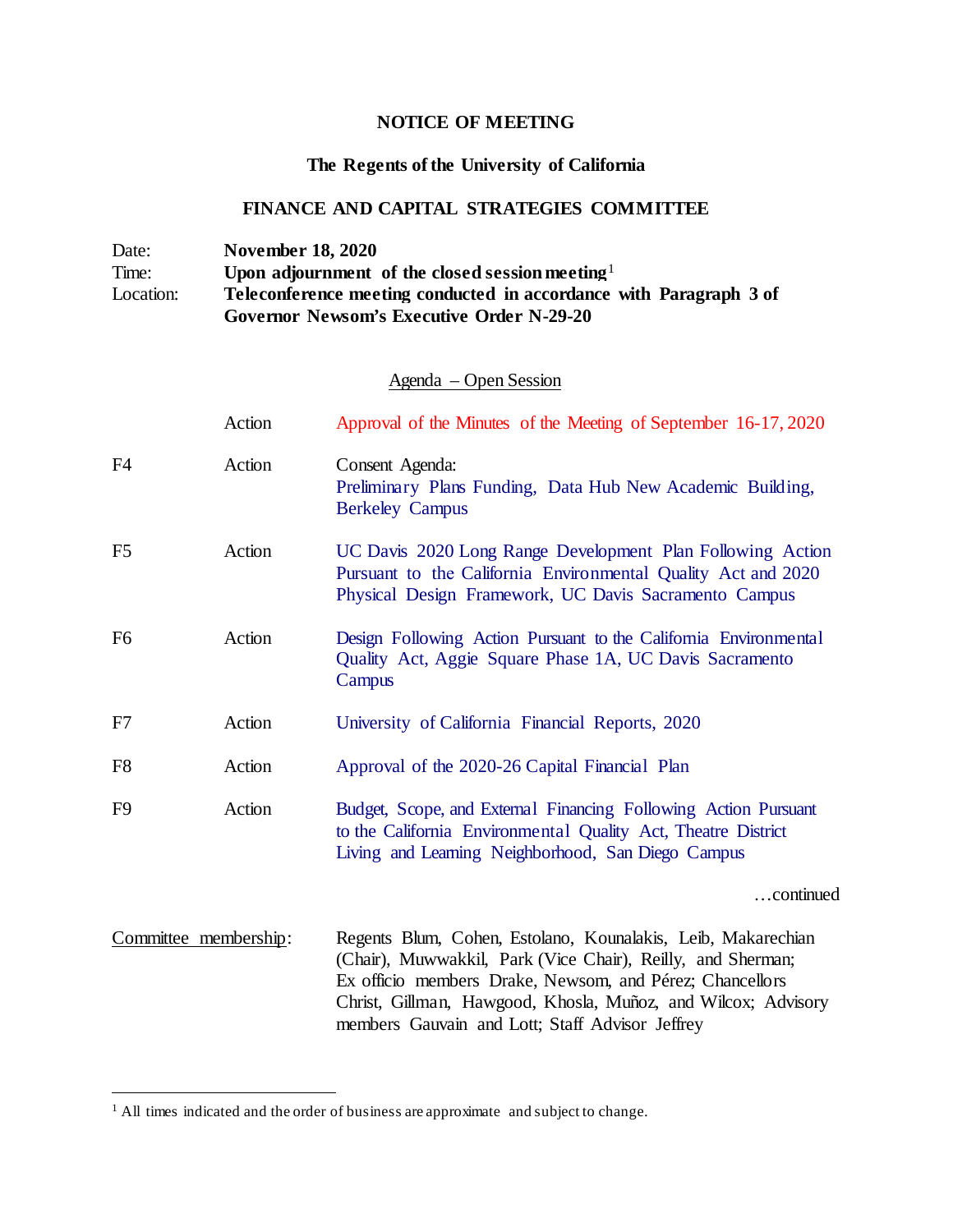**NOTICE OF MEETING**

**The Regents of the University of California**

**FINANCE AND CAPITAL STRATEGIES COMMITTEE**

Date: **November 18, 2020**
Time: **Upon adjournment of the closed session meeting**[1]
Location: **Teleconference meeting conducted in accordance with Paragraph 3 of Governor Newsom's Executive Order N-29-20**

Agenda – Open Session

| | | |
|---|---|---|
| | Action | Approval of the Minutes of the Meeting of September 16-17, 2020 |
| F4 | Action | Consent Agenda: Preliminary Plans Funding, Data Hub New Academic Building, Berkeley Campus |
| F5 | Action | UC Davis 2020 Long Range Development Plan Following Action Pursuant to the California Environmental Quality Act and 2020 Physical Design Framework, UC Davis Sacramento Campus |
| F6 | Action | Design Following Action Pursuant to the California Environmental Quality Act, Aggie Square Phase 1A, UC Davis Sacramento Campus |
| F7 | Action | University of California Financial Reports, 2020 |
| F8 | Action | Approval of the 2020-26 Capital Financial Plan |
| F9 | Action | Budget, Scope, and External Financing Following Action Pursuant to the California Environmental Quality Act, Theatre District Living and Learning Neighborhood, San Diego Campus |

…continued

Committee membership: Regents Blum, Cohen, Estolano, Kounalakis, Leib, Makarechian (Chair), Muwwakkil, Park (Vice Chair), Reilly, and Sherman; Ex officio members Drake, Newsom, and Pérez; Chancellors Christ, Gillman, Hawgood, Khosla, Muñoz, and Wilcox; Advisory members Gauvain and Lott; Staff Advisor Jeffrey

[1] All times indicated and the order of business are approximate and subject to change.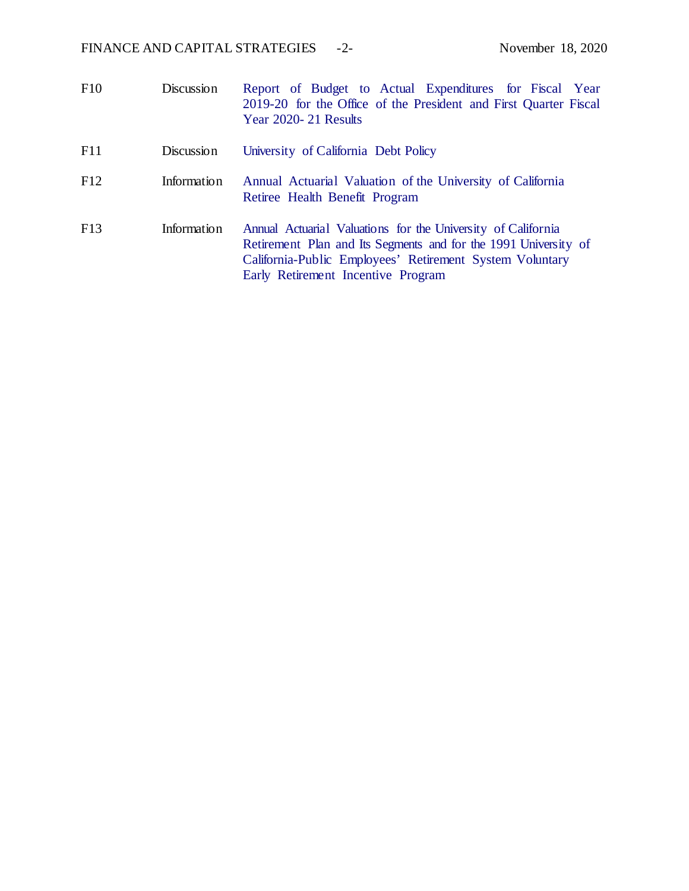| | | |
|---|---|---|
| F10 | Discussion | Report of Budget to Actual Expenditures for Fiscal Year 2019-20 for the Office of the President and First Quarter Fiscal Year 2020- 21 Results |
| F11 | Discussion | University of California Debt Policy |
| F12 | Information | Annual Actuarial Valuation of the University of California Retiree Health Benefit Program |
| F13 | Information | Annual Actuarial Valuations for the University of California Retirement Plan and Its Segments and for the 1991 University of California-Public Employees' Retirement System Voluntary Early Retirement Incentive Program |